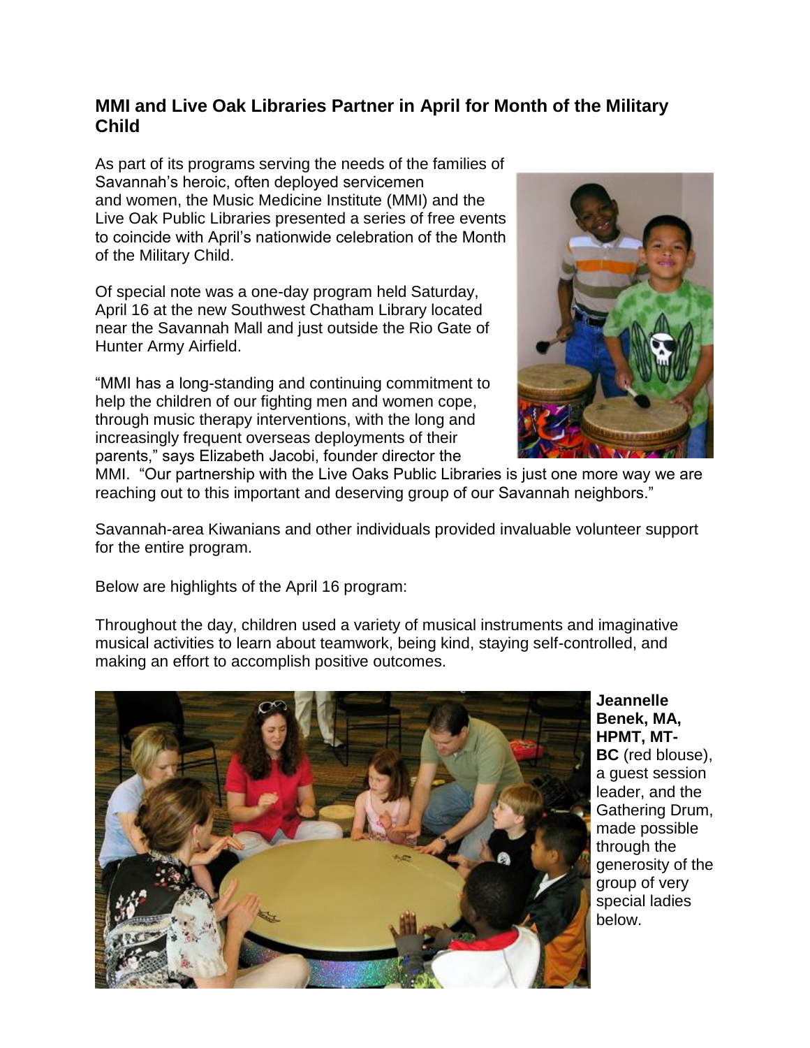## MMI and Live Oak Libraries Partner in April for Month of the Military Child

As part of its programs serving the needs of the families of Savannah's heroic, often deployed servicemen and women, the Music Medicine Institute (MMI) and the Live Oak Public Libraries presented a series of free events to coincide with April's nationwide celebration of the Month of the Military Child.

Of special note was a one-day program held Saturday, April 16 at the new Southwest Chatham Library located near the Savannah Mall and just outside the Rio Gate of Hunter Army Airfield.

"MMI has a long-standing and continuing commitment to help the children of our fighting men and women cope, through music therapy interventions, with the long and increasingly frequent overseas deployments of their parents," says Elizabeth Jacobi, founder director the MMI. "Our partnership with the Live Oaks Public Libraries is just one more way we are reaching out to this important and deserving group of our Savannah neighbors."

Savannah-area Kiwanians and other individuals provided invaluable volunteer support for the entire program.

Below are highlights of the April 16 program:

Throughout the day, children used a variety of musical instruments and imaginative musical activities to learn about teamwork, being kind, staying self-controlled, and making an effort to accomplish positive outcomes.

**Jeannelle Benek, MA, HPMT, MT-BC** (red blouse), a guest session leader, and the Gathering Drum, made possible through the generosity of the group of very special ladies below.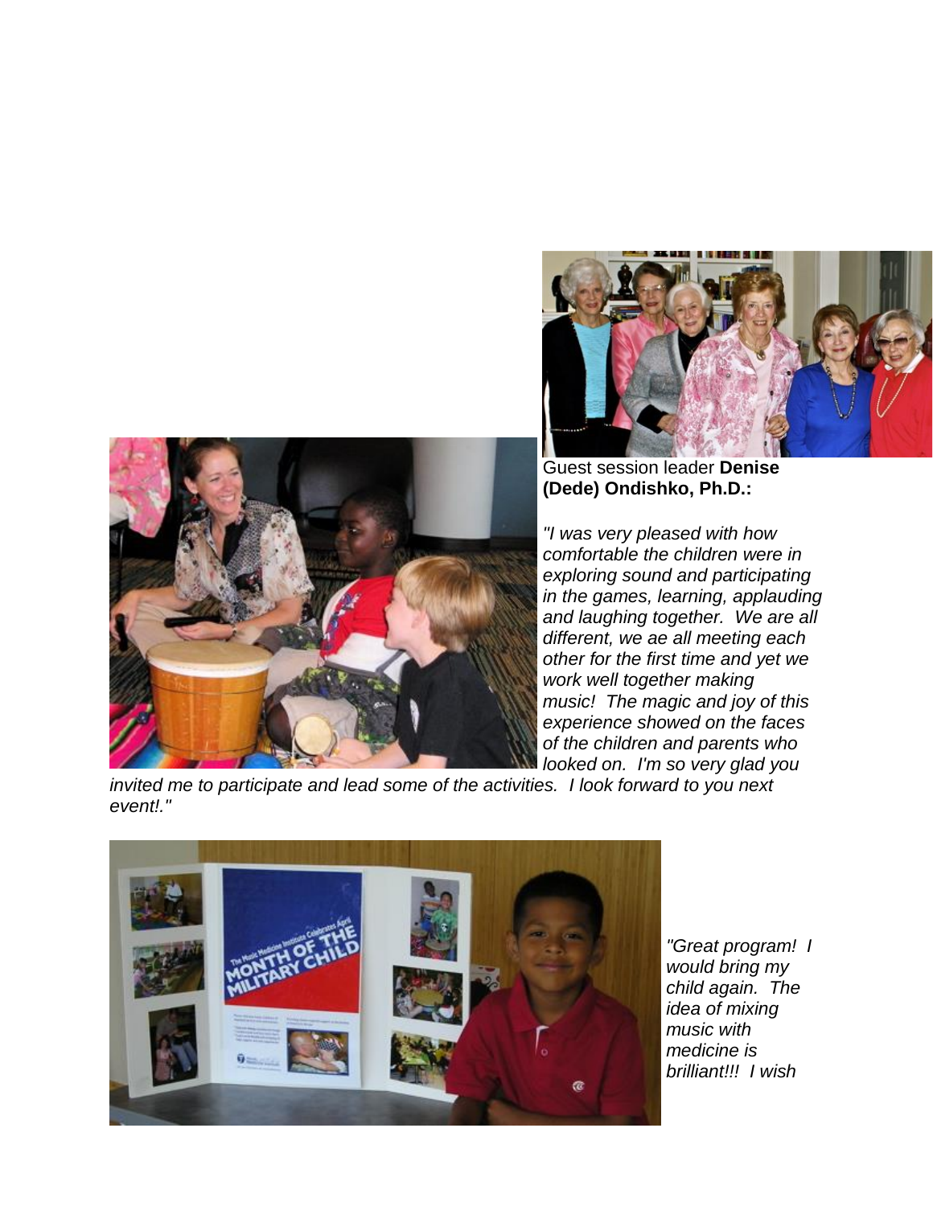Guest session leader **Denise (Dede) Ondishko, Ph.D.:**

*"I was very pleased with how comfortable the children were in exploring sound and participating in the games, learning, applauding and laughing together. We are all different, we ae all meeting each other for the first time and yet we work well together making music! The magic and joy of this experience showed on the faces of the children and parents who looked on. I'm so very glad you invited me to participate and lead some of the activities. I look forward to you next event!."*

*"Great program! I would bring my child again. The idea of mixing music with medicine is brilliant!!! I wish*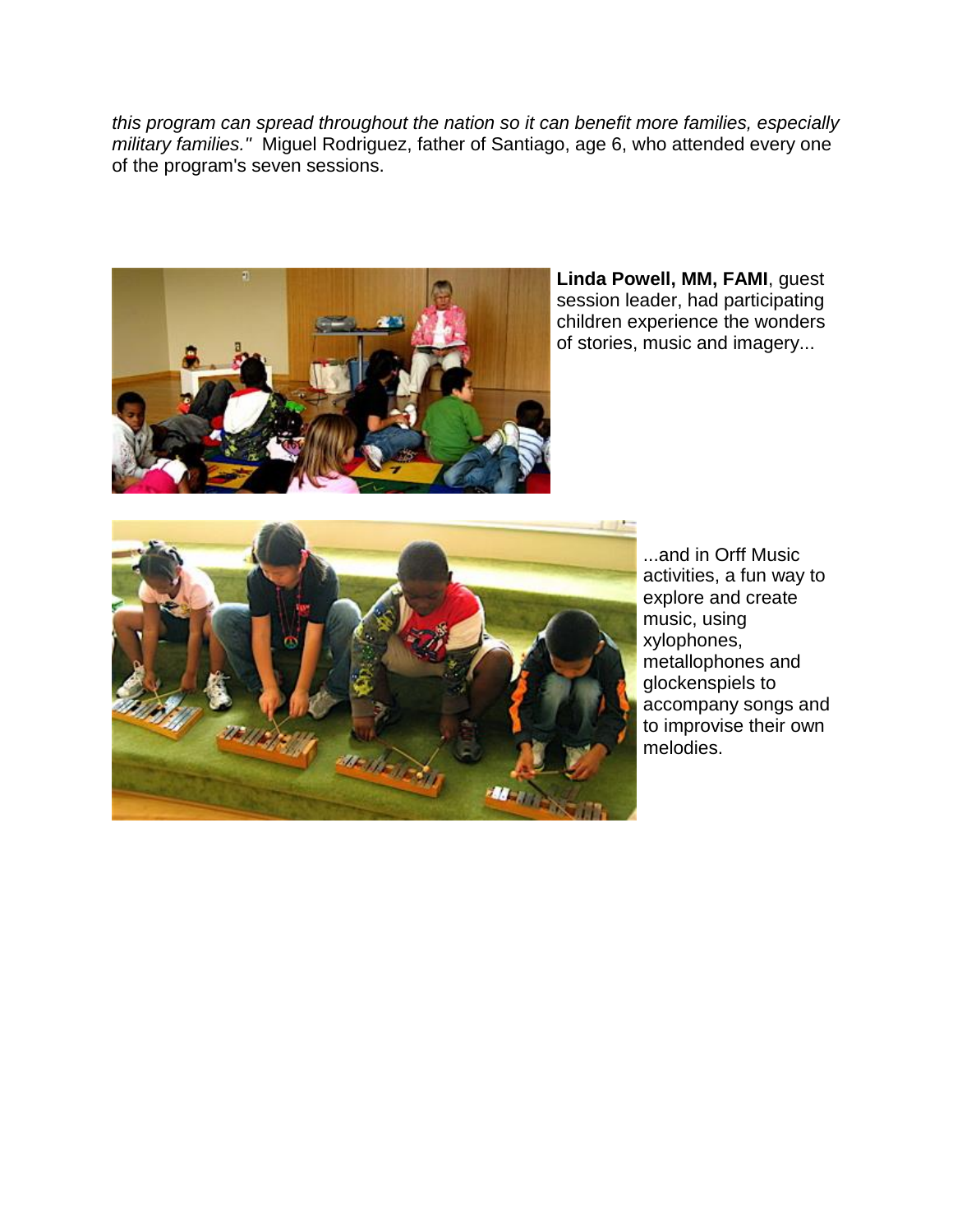*this program can spread throughout the nation so it can benefit more families, especially military families."* Miguel Rodriguez, father of Santiago, age 6, who attended every one of the program's seven sessions.

**Linda Powell, MM, FAMI**, guest session leader, had participating children experience the wonders of stories, music and imagery...

...and in Orff Music activities, a fun way to explore and create music, using xylophones, metallophones and glockenspiels to accompany songs and to improvise their own melodies.